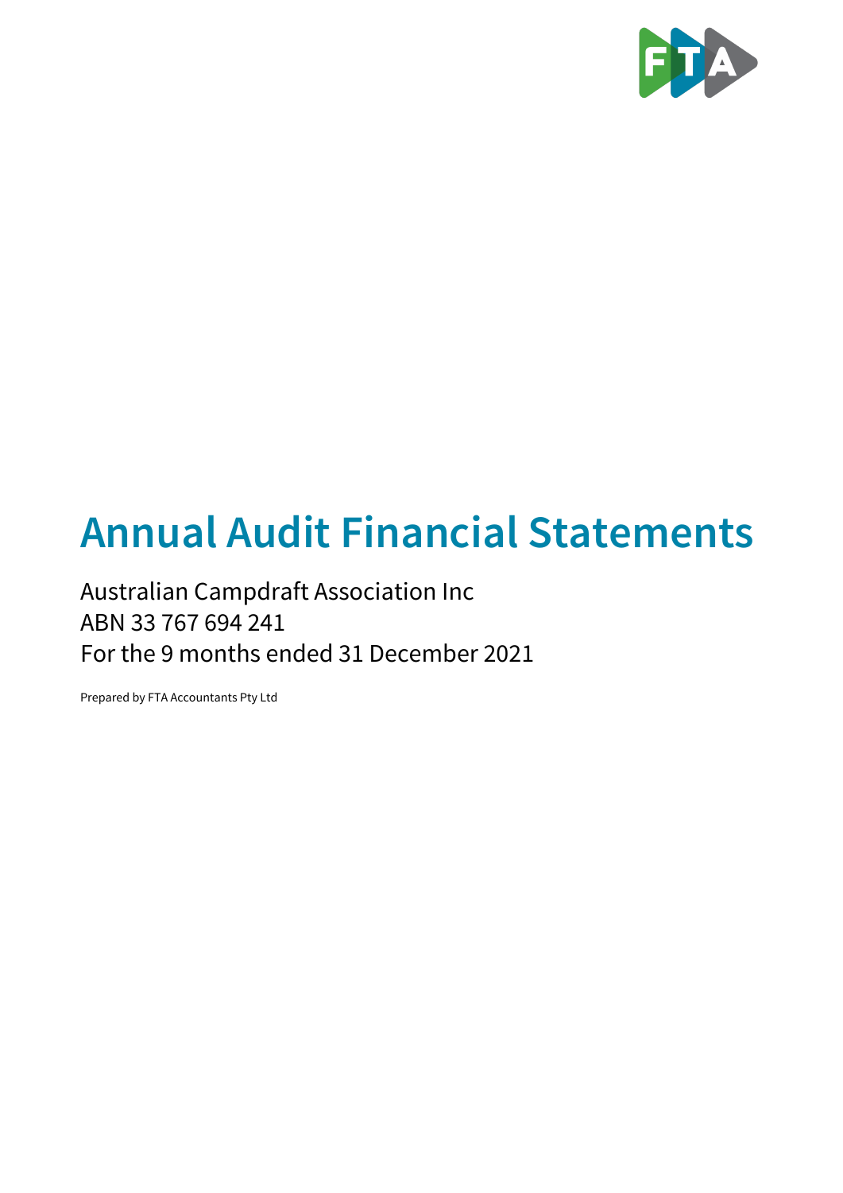# Annual Audit Financial Statements

Australian Campdraft Association Inc
ABN 33 767 694 241
For the 9 months ended 31 December 2021

Prepared by FTA Accountants Pty Ltd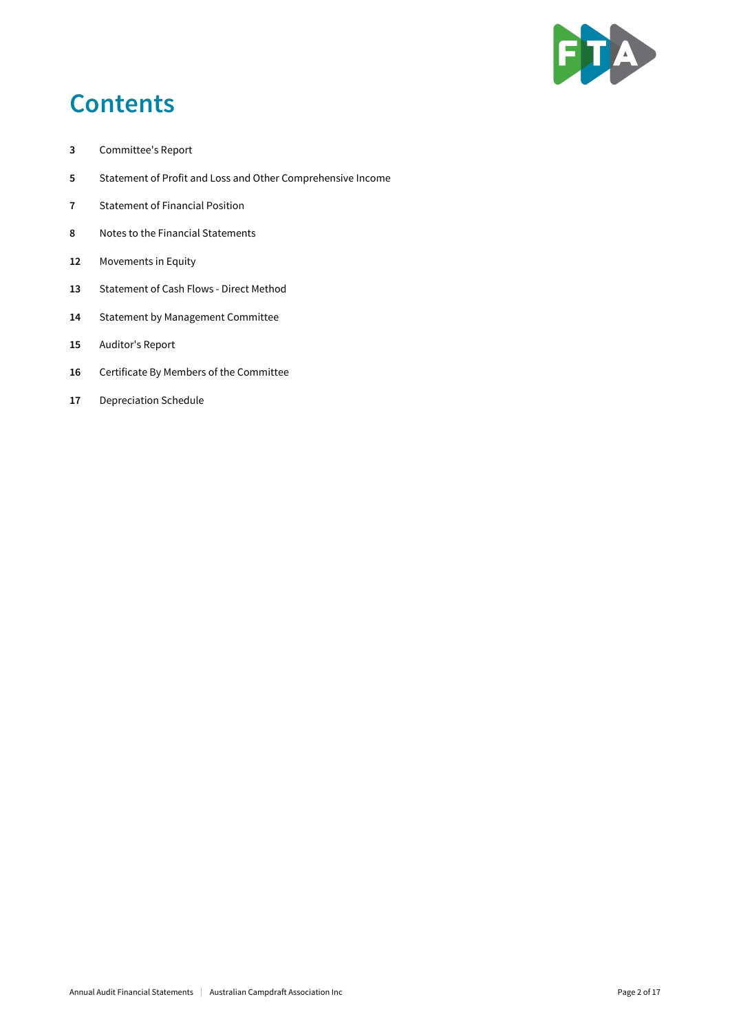# Contents

| | |
|---|---|
| 3 | Committee's Report |
| 5 | Statement of Profit and Loss and Other Comprehensive Income |
| 7 | Statement of Financial Position |
| 8 | Notes to the Financial Statements |
| 12 | Movements in Equity |
| 13 | Statement of Cash Flows - Direct Method |
| 14 | Statement by Management Committee |
| 15 | Auditor's Report |
| 16 | Certificate By Members of the Committee |
| 17 | Depreciation Schedule |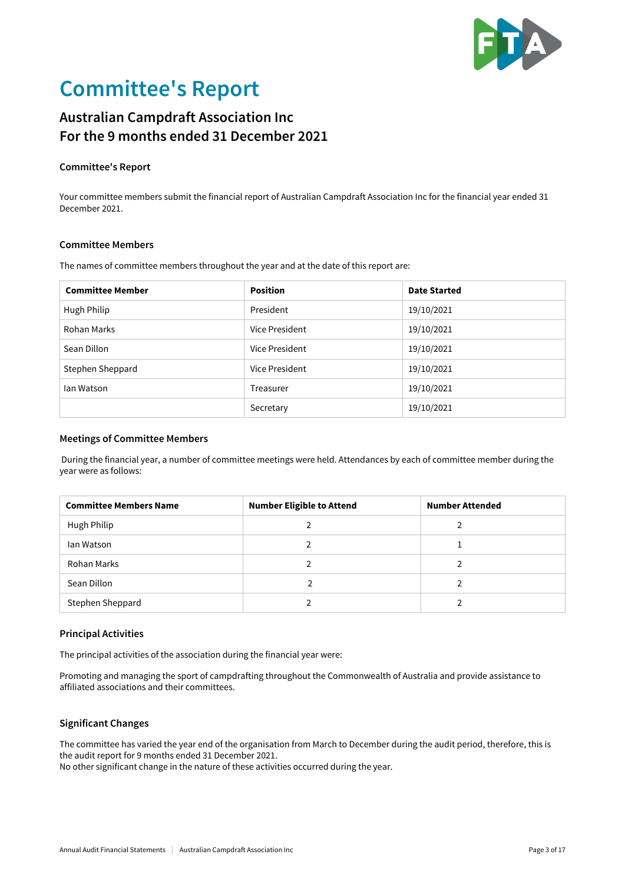# Committee's Report

## Australian Campdraft Association Inc
## For the 9 months ended 31 December 2021

### Committee's Report

Your committee members submit the financial report of Australian Campdraft Association Inc for the financial year ended 31 December 2021.

### Committee Members

The names of committee members throughout the year and at the date of this report are:

| Committee Member | Position | Date Started |
|---|---|---|
| Hugh Philip | President | 19/10/2021 |
| Rohan Marks | Vice President | 19/10/2021 |
| Sean Dillon | Vice President | 19/10/2021 |
| Stephen Sheppard | Vice President | 19/10/2021 |
| Ian Watson | Treasurer | 19/10/2021 |
| | Secretary | 19/10/2021 |

### Meetings of Committee Members

During the financial year, a number of committee meetings were held. Attendances by each of committee member during the year were as follows:

| Committee Members Name | Number Eligible to Attend | Number Attended |
|---|---|---|
| Hugh Philip | 2 | 2 |
| Ian Watson | 2 | 1 |
| Rohan Marks | 2 | 2 |
| Sean Dillon | 2 | 2 |
| Stephen Sheppard | 2 | 2 |

### Principal Activities

The principal activities of the association during the financial year were:

Promoting and managing the sport of campdrafting throughout the Commonwealth of Australia and provide assistance to affiliated associations and their committees.

### Significant Changes

The committee has varied the year end of the organisation from March to December during the audit period, therefore, this is the audit report for 9 months ended 31 December 2021.
No other significant change in the nature of these activities occurred during the year.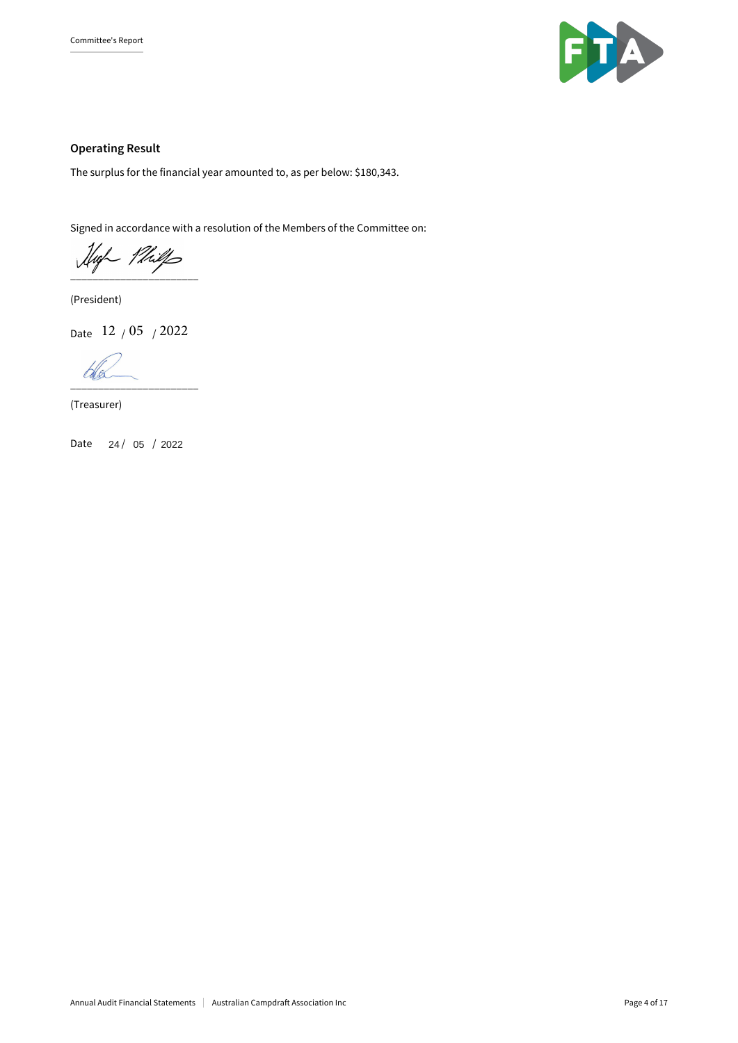Committee's Report

## Operating Result

The surplus for the financial year amounted to, as per below: $180,343.

Signed in accordance with a resolution of the Members of the Committee on:

\_\_\_\_\_\_\_\_\_\_\_\_\_\_\_\_\_\_\_\_\_\_\_\_

(President)

Date 12 / 05 / 2022

\_\_\_\_\_\_\_\_\_\_\_\_\_\_\_\_\_\_\_\_\_\_\_\_

(Treasurer)

Date 24 / 05 / 2022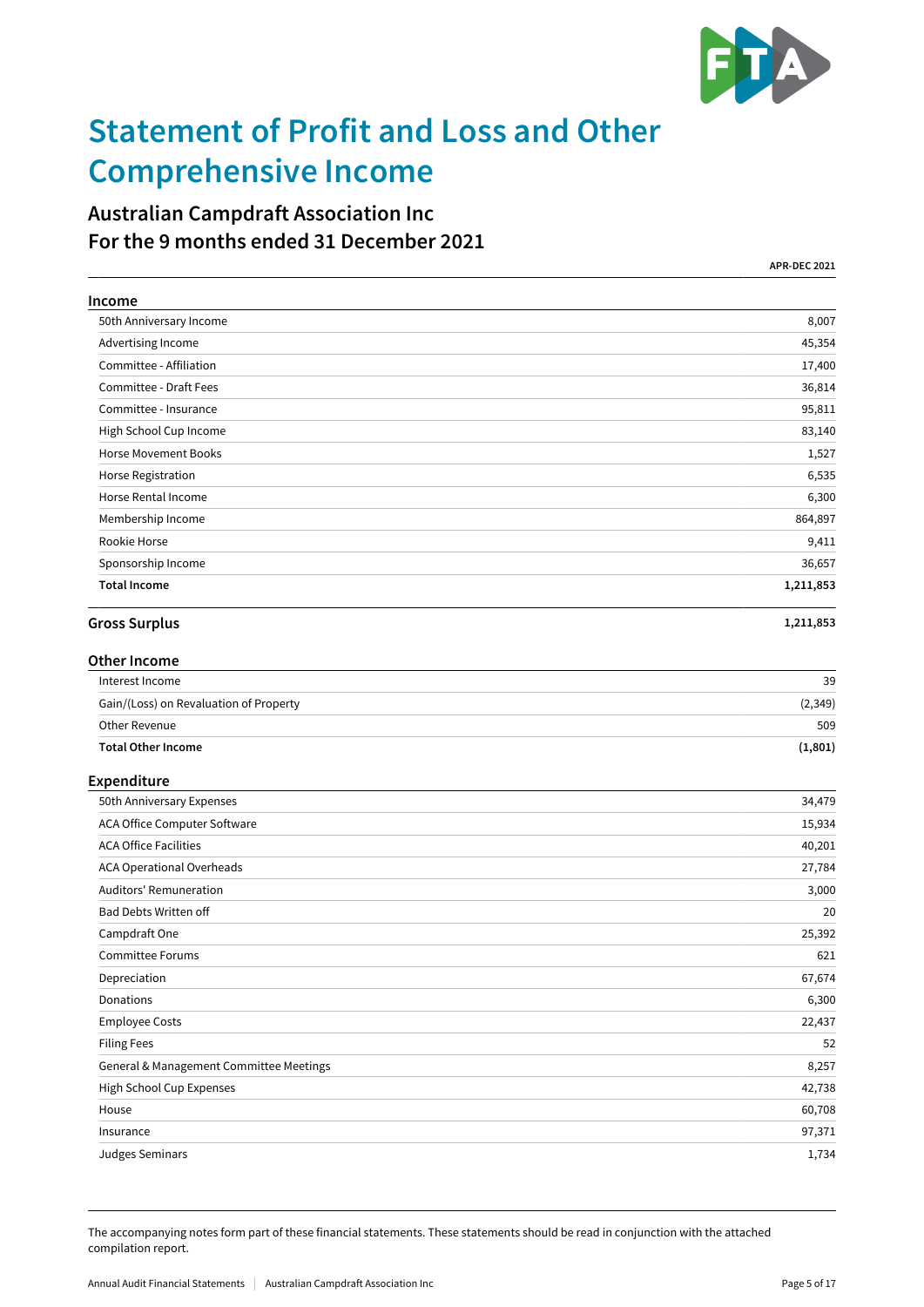# Statement of Profit and Loss and Other Comprehensive Income

## Australian Campdraft Association Inc
## For the 9 months ended 31 December 2021

| | APR-DEC 2021 |
|---|---|
| **Income** | |
| 50th Anniversary Income | 8,007 |
| Advertising Income | 45,354 |
| Committee - Affiliation | 17,400 |
| Committee - Draft Fees | 36,814 |
| Committee - Insurance | 95,811 |
| High School Cup Income | 83,140 |
| Horse Movement Books | 1,527 |
| Horse Registration | 6,535 |
| Horse Rental Income | 6,300 |
| Membership Income | 864,897 |
| Rookie Horse | 9,411 |
| Sponsorship Income | 36,657 |
| **Total Income** | **1,211,853** |
| **Gross Surplus** | **1,211,853** |
| **Other Income** | |
| Interest Income | 39 |
| Gain/(Loss) on Revaluation of Property | (2,349) |
| Other Revenue | 509 |
| **Total Other Income** | **(1,801)** |
| **Expenditure** | |
| 50th Anniversary Expenses | 34,479 |
| ACA Office Computer Software | 15,934 |
| ACA Office Facilities | 40,201 |
| ACA Operational Overheads | 27,784 |
| Auditors' Remuneration | 3,000 |
| Bad Debts Written off | 20 |
| Campdraft One | 25,392 |
| Committee Forums | 621 |
| Depreciation | 67,674 |
| Donations | 6,300 |
| Employee Costs | 22,437 |
| Filing Fees | 52 |
| General & Management Committee Meetings | 8,257 |
| High School Cup Expenses | 42,738 |
| House | 60,708 |
| Insurance | 97,371 |
| Judges Seminars | 1,734 |

The accompanying notes form part of these financial statements. These statements should be read in conjunction with the attached compilation report.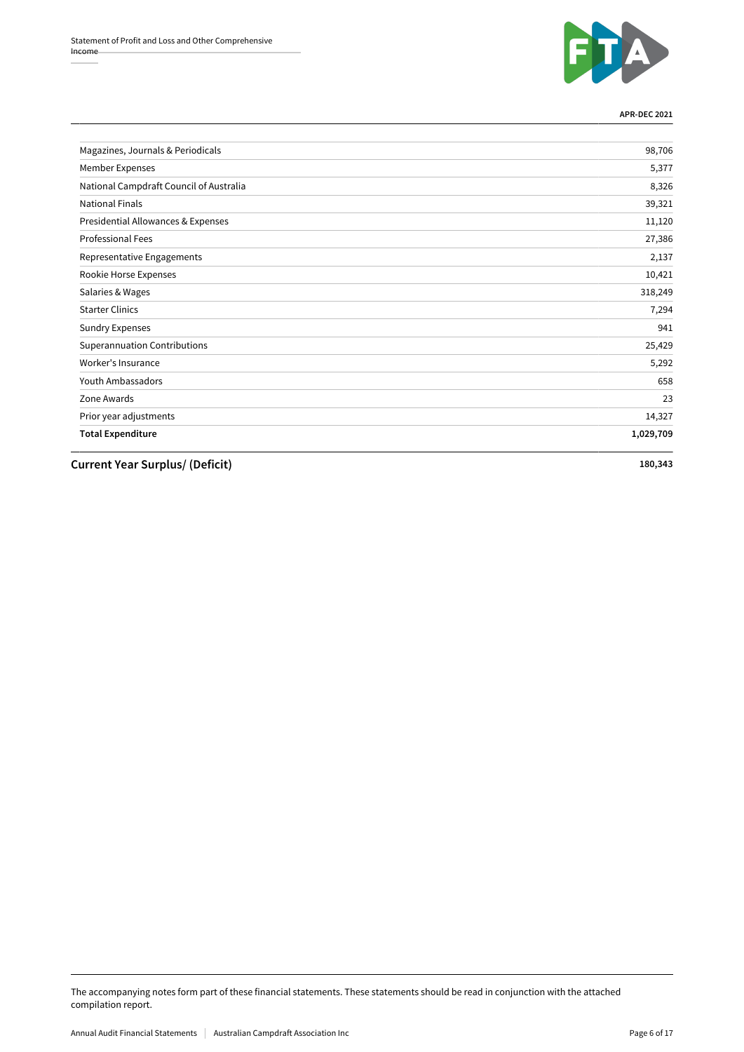| | APR-DEC 2021 |
|---|---|
| Magazines, Journals & Periodicals | 98,706 |
| Member Expenses | 5,377 |
| National Campdraft Council of Australia | 8,326 |
| National Finals | 39,321 |
| Presidential Allowances & Expenses | 11,120 |
| Professional Fees | 27,386 |
| Representative Engagements | 2,137 |
| Rookie Horse Expenses | 10,421 |
| Salaries & Wages | 318,249 |
| Starter Clinics | 7,294 |
| Sundry Expenses | 941 |
| Superannuation Contributions | 25,429 |
| Worker's Insurance | 5,292 |
| Youth Ambassadors | 658 |
| Zone Awards | 23 |
| Prior year adjustments | 14,327 |
| **Total Expenditure** | **1,029,709** |
| **Current Year Surplus/ (Deficit)** | **180,343** |

The accompanying notes form part of these financial statements. These statements should be read in conjunction with the attached compilation report.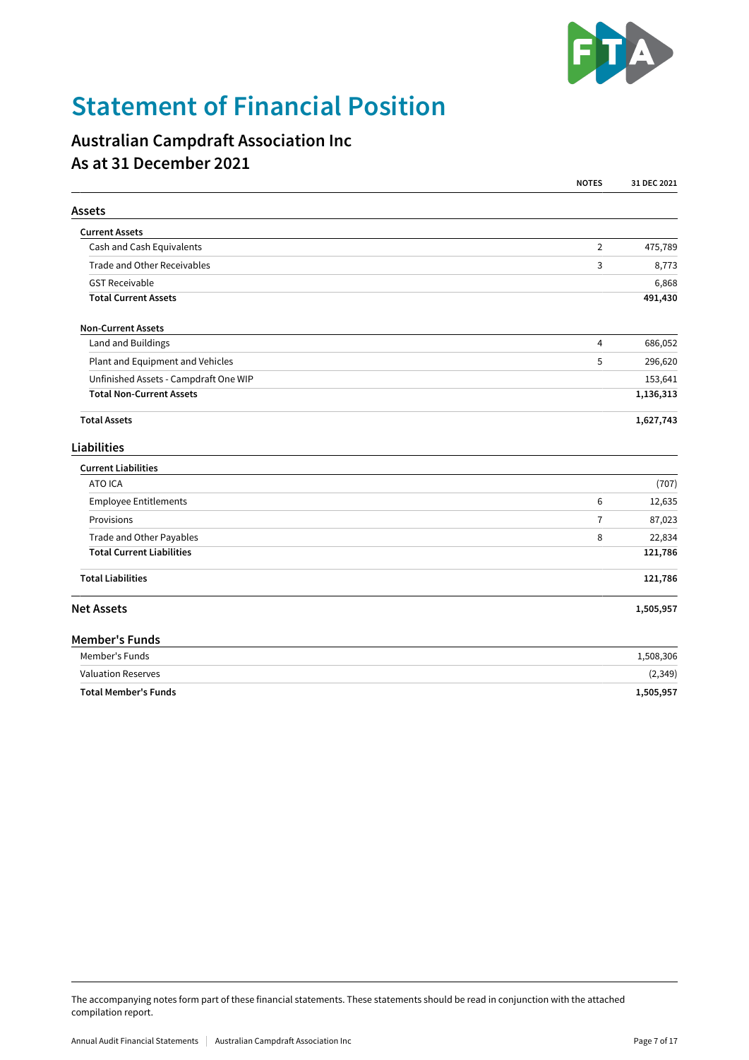# Statement of Financial Position

## Australian Campdraft Association Inc
## As at 31 December 2021

| | NOTES | 31 DEC 2021 |
|---|---|---|
| **Assets** | | |
| **Current Assets** | | |
| Cash and Cash Equivalents | 2 | 475,789 |
| Trade and Other Receivables | 3 | 8,773 |
| GST Receivable | | 6,868 |
| **Total Current Assets** | | **491,430** |
| **Non-Current Assets** | | |
| Land and Buildings | 4 | 686,052 |
| Plant and Equipment and Vehicles | 5 | 296,620 |
| Unfinished Assets - Campdraft One WIP | | 153,641 |
| **Total Non-Current Assets** | | **1,136,313** |
| **Total Assets** | | **1,627,743** |
| **Liabilities** | | |
| **Current Liabilities** | | |
| ATO ICA | | (707) |
| Employee Entitlements | 6 | 12,635 |
| Provisions | 7 | 87,023 |
| Trade and Other Payables | 8 | 22,834 |
| **Total Current Liabilities** | | **121,786** |
| **Total Liabilities** | | **121,786** |
| **Net Assets** | | **1,505,957** |
| **Member's Funds** | | |
| Member's Funds | | 1,508,306 |
| Valuation Reserves | | (2,349) |
| **Total Member's Funds** | | **1,505,957** |

The accompanying notes form part of these financial statements. These statements should be read in conjunction with the attached compilation report.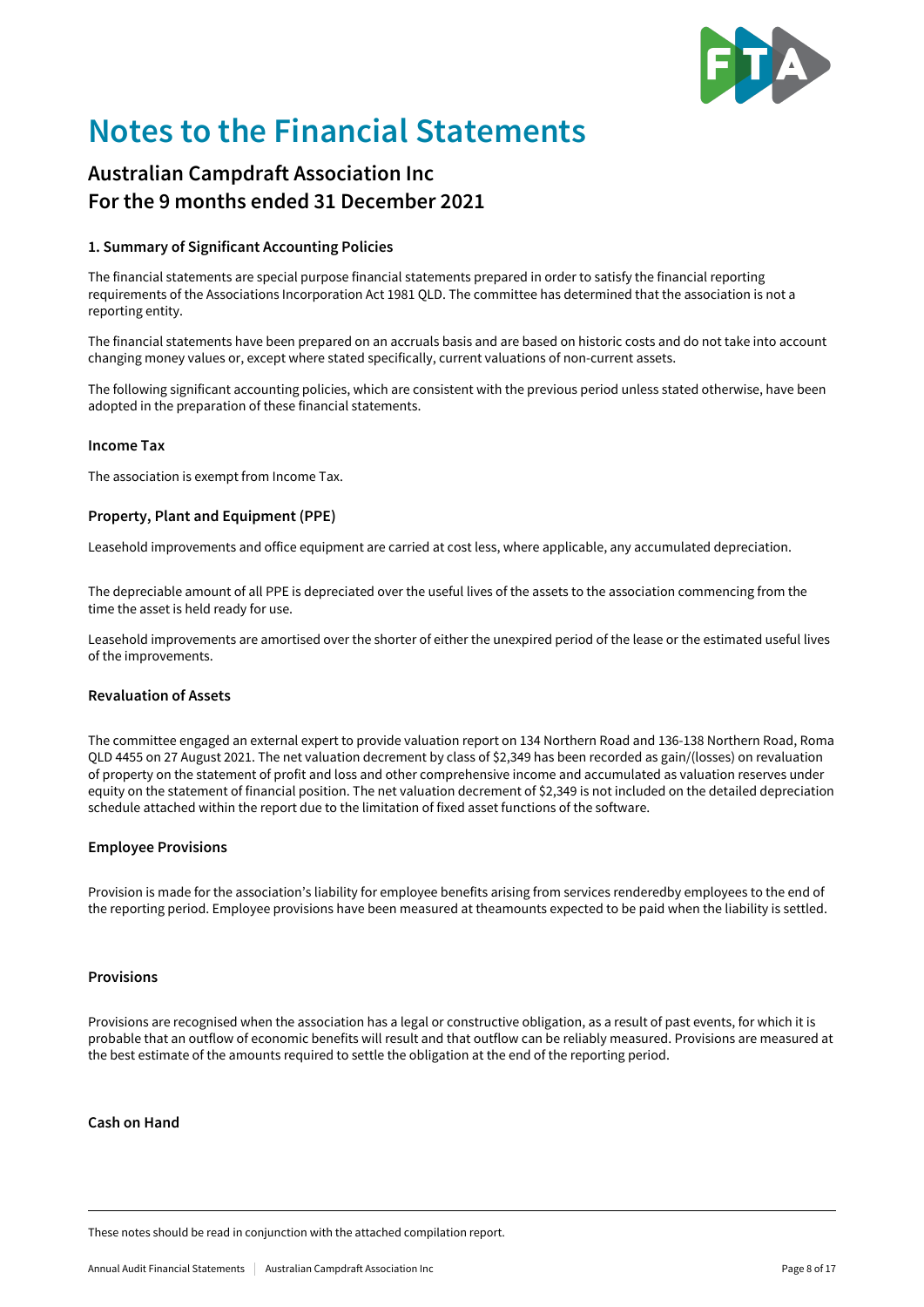# Notes to the Financial Statements

## Australian Campdraft Association Inc
## For the 9 months ended 31 December 2021

### 1. Summary of Significant Accounting Policies

The financial statements are special purpose financial statements prepared in order to satisfy the financial reporting requirements of the Associations Incorporation Act 1981 QLD. The committee has determined that the association is not a reporting entity.

The financial statements have been prepared on an accruals basis and are based on historic costs and do not take into account changing money values or, except where stated specifically, current valuations of non-current assets.

The following significant accounting policies, which are consistent with the previous period unless stated otherwise, have been adopted in the preparation of these financial statements.

#### Income Tax

The association is exempt from Income Tax.

#### Property, Plant and Equipment (PPE)

Leasehold improvements and office equipment are carried at cost less, where applicable, any accumulated depreciation.

The depreciable amount of all PPE is depreciated over the useful lives of the assets to the association commencing from the time the asset is held ready for use.

Leasehold improvements are amortised over the shorter of either the unexpired period of the lease or the estimated useful lives of the improvements.

#### Revaluation of Assets

The committee engaged an external expert to provide valuation report on 134 Northern Road and 136-138 Northern Road, Roma QLD 4455 on 27 August 2021. The net valuation decrement by class of $2,349 has been recorded as gain/(losses) on revaluation of property on the statement of profit and loss and other comprehensive income and accumulated as valuation reserves under equity on the statement of financial position. The net valuation decrement of $2,349 is not included on the detailed depreciation schedule attached within the report due to the limitation of fixed asset functions of the software.

#### Employee Provisions

Provision is made for the association's liability for employee benefits arising from services renderedby employees to the end of the reporting period. Employee provisions have been measured at theamounts expected to be paid when the liability is settled.

#### Provisions

Provisions are recognised when the association has a legal or constructive obligation, as a result of past events, for which it is probable that an outflow of economic benefits will result and that outflow can be reliably measured. Provisions are measured at the best estimate of the amounts required to settle the obligation at the end of the reporting period.

#### Cash on Hand

These notes should be read in conjunction with the attached compilation report.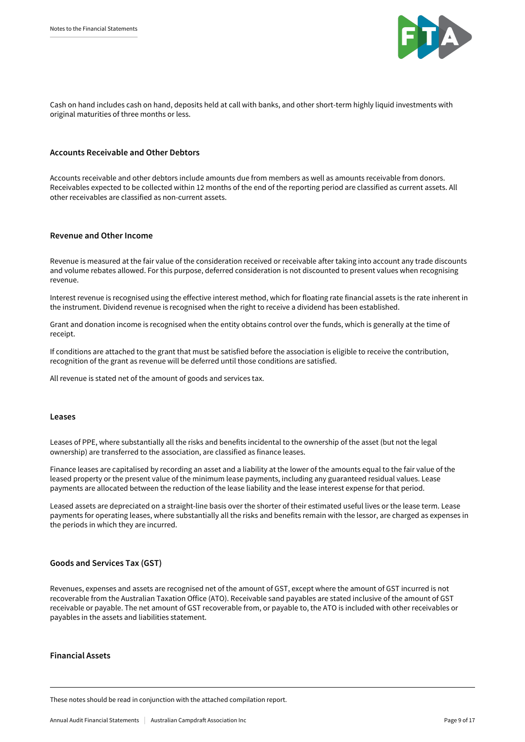Cash on hand includes cash on hand, deposits held at call with banks, and other short-term highly liquid investments with original maturities of three months or less.

### Accounts Receivable and Other Debtors

Accounts receivable and other debtors include amounts due from members as well as amounts receivable from donors. Receivables expected to be collected within 12 months of the end of the reporting period are classified as current assets. All other receivables are classified as non-current assets.

### Revenue and Other Income

Revenue is measured at the fair value of the consideration received or receivable after taking into account any trade discounts and volume rebates allowed. For this purpose, deferred consideration is not discounted to present values when recognising revenue.

Interest revenue is recognised using the effective interest method, which for floating rate financial assets is the rate inherent in the instrument. Dividend revenue is recognised when the right to receive a dividend has been established.

Grant and donation income is recognised when the entity obtains control over the funds, which is generally at the time of receipt.

If conditions are attached to the grant that must be satisfied before the association is eligible to receive the contribution, recognition of the grant as revenue will be deferred until those conditions are satisfied.

All revenue is stated net of the amount of goods and services tax.

### Leases

Leases of PPE, where substantially all the risks and benefits incidental to the ownership of the asset (but not the legal ownership) are transferred to the association, are classified as finance leases.

Finance leases are capitalised by recording an asset and a liability at the lower of the amounts equal to the fair value of the leased property or the present value of the minimum lease payments, including any guaranteed residual values. Lease payments are allocated between the reduction of the lease liability and the lease interest expense for that period.

Leased assets are depreciated on a straight-line basis over the shorter of their estimated useful lives or the lease term. Lease payments for operating leases, where substantially all the risks and benefits remain with the lessor, are charged as expenses in the periods in which they are incurred.

### Goods and Services Tax (GST)

Revenues, expenses and assets are recognised net of the amount of GST, except where the amount of GST incurred is not recoverable from the Australian Taxation Office (ATO). Receivable sand payables are stated inclusive of the amount of GST receivable or payable. The net amount of GST recoverable from, or payable to, the ATO is included with other receivables or payables in the assets and liabilities statement.

### Financial Assets

These notes should be read in conjunction with the attached compilation report.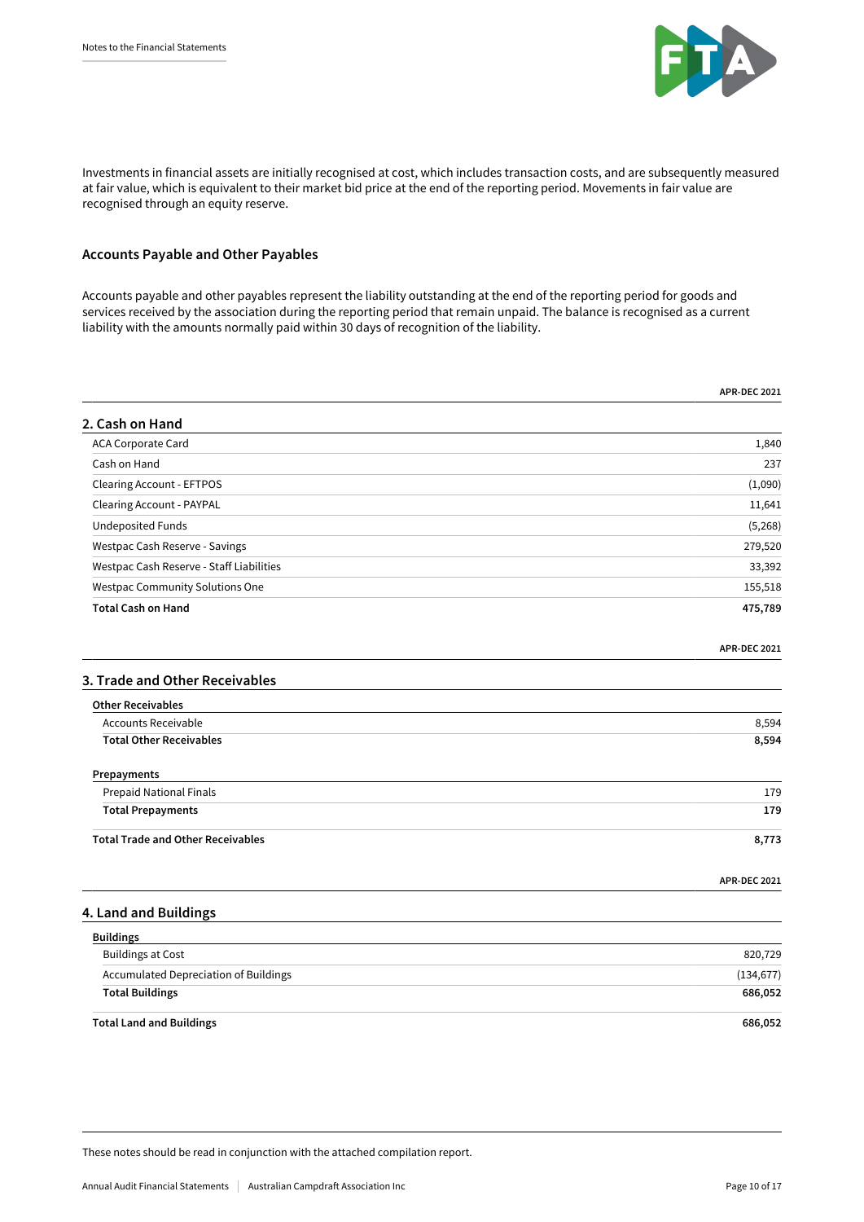Investments in financial assets are initially recognised at cost, which includes transaction costs, and are subsequently measured at fair value, which is equivalent to their market bid price at the end of the reporting period. Movements in fair value are recognised through an equity reserve.

### Accounts Payable and Other Payables

Accounts payable and other payables represent the liability outstanding at the end of the reporting period for goods and services received by the association during the reporting period that remain unpaid. The balance is recognised as a current liability with the amounts normally paid within 30 days of recognition of the liability.

## 2. Cash on Hand

| | APR-DEC 2021 |
|---|---|
| ACA Corporate Card | 1,840 |
| Cash on Hand | 237 |
| Clearing Account - EFTPOS | (1,090) |
| Clearing Account - PAYPAL | 11,641 |
| Undeposited Funds | (5,268) |
| Westpac Cash Reserve - Savings | 279,520 |
| Westpac Cash Reserve - Staff Liabilities | 33,392 |
| Westpac Community Solutions One | 155,518 |
| **Total Cash on Hand** | **475,789** |

## 3. Trade and Other Receivables

| | APR-DEC 2021 |
|---|---|
| **Other Receivables** | |
| Accounts Receivable | 8,594 |
| **Total Other Receivables** | **8,594** |
| **Prepayments** | |
| Prepaid National Finals | 179 |
| **Total Prepayments** | **179** |
| **Total Trade and Other Receivables** | **8,773** |

## 4. Land and Buildings

| | APR-DEC 2021 |
|---|---|
| **Buildings** | |
| Buildings at Cost | 820,729 |
| Accumulated Depreciation of Buildings | (134,677) |
| **Total Buildings** | **686,052** |
| **Total Land and Buildings** | **686,052** |

These notes should be read in conjunction with the attached compilation report.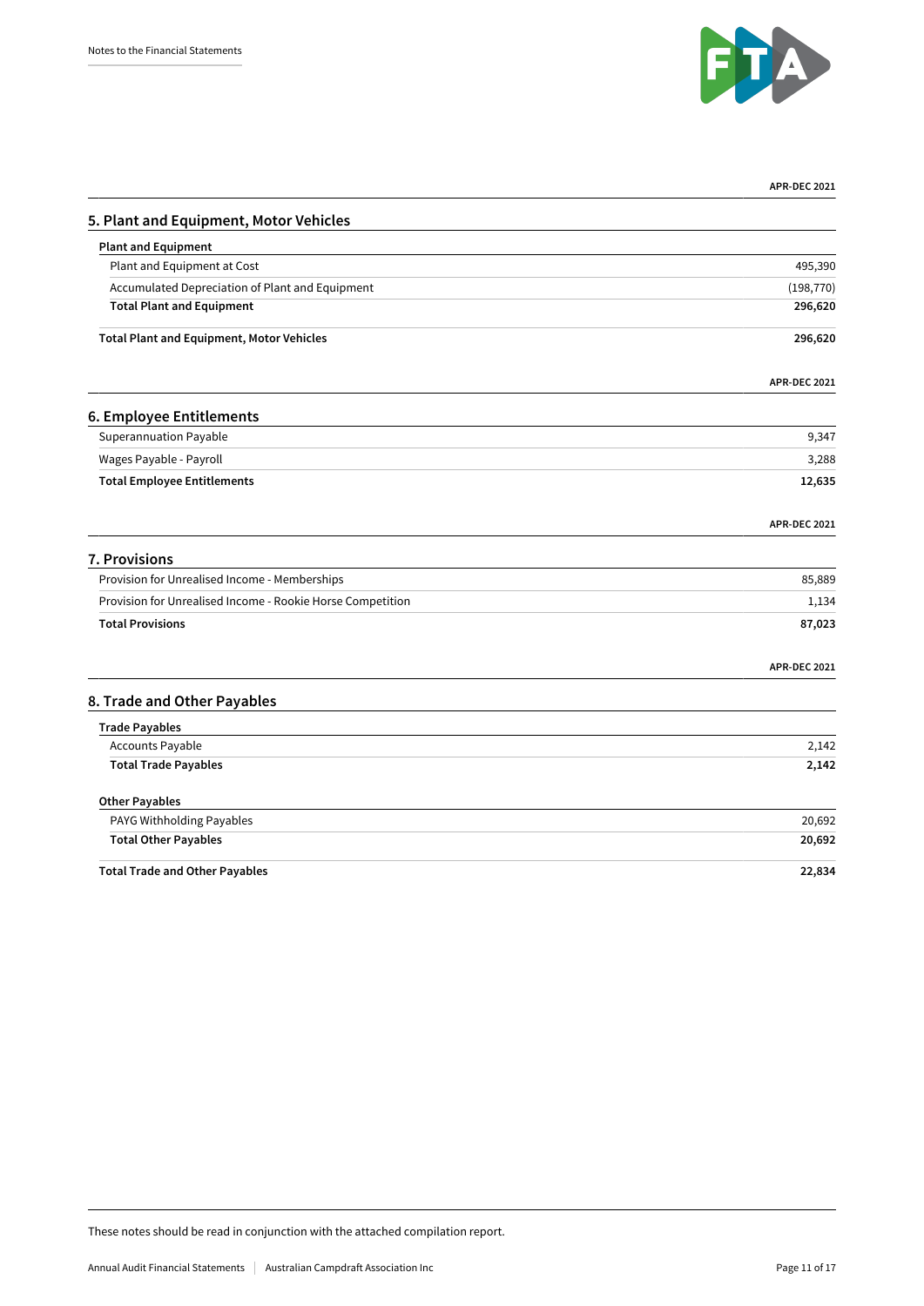## 5. Plant and Equipment, Motor Vehicles

| | APR-DEC 2021 |
|---|---|
| **Plant and Equipment** | |
| Plant and Equipment at Cost | 495,390 |
| Accumulated Depreciation of Plant and Equipment | (198,770) |
| **Total Plant and Equipment** | **296,620** |
| **Total Plant and Equipment, Motor Vehicles** | **296,620** |

## 6. Employee Entitlements

| | APR-DEC 2021 |
|---|---|
| Superannuation Payable | 9,347 |
| Wages Payable - Payroll | 3,288 |
| **Total Employee Entitlements** | **12,635** |

## 7. Provisions

| | APR-DEC 2021 |
|---|---|
| Provision for Unrealised Income - Memberships | 85,889 |
| Provision for Unrealised Income - Rookie Horse Competition | 1,134 |
| **Total Provisions** | **87,023** |

## 8. Trade and Other Payables

| | APR-DEC 2021 |
|---|---|
| **Trade Payables** | |
| Accounts Payable | 2,142 |
| **Total Trade Payables** | **2,142** |
| **Other Payables** | |
| PAYG Withholding Payables | 20,692 |
| **Total Other Payables** | **20,692** |
| **Total Trade and Other Payables** | **22,834** |

These notes should be read in conjunction with the attached compilation report.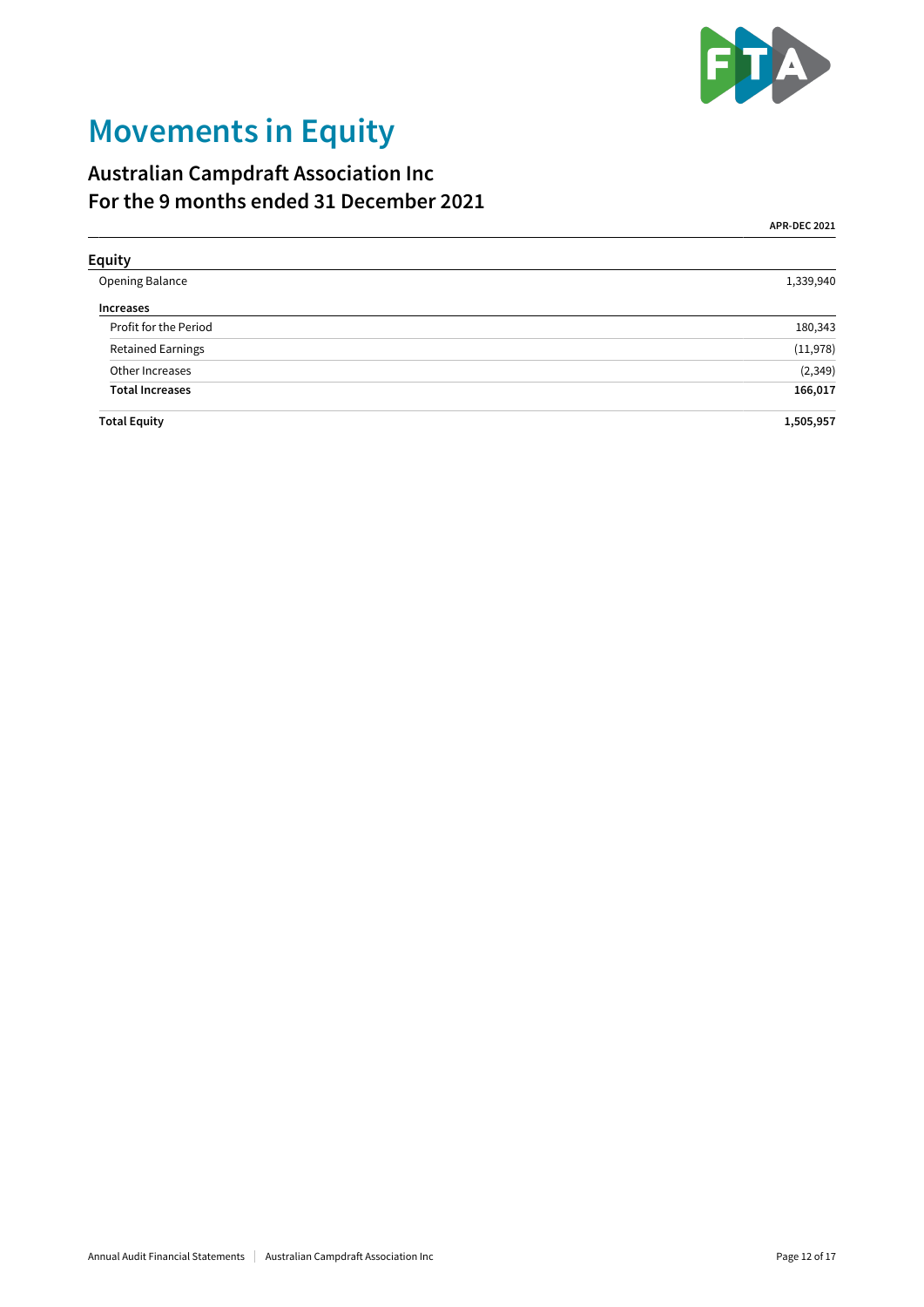# Movements in Equity

## Australian Campdraft Association Inc
## For the 9 months ended 31 December 2021

| | APR-DEC 2021 |
|---|---|
| **Equity** | |
| Opening Balance | 1,339,940 |
| **Increases** | |
| Profit for the Period | 180,343 |
| Retained Earnings | (11,978) |
| Other Increases | (2,349) |
| **Total Increases** | **166,017** |
| **Total Equity** | **1,505,957** |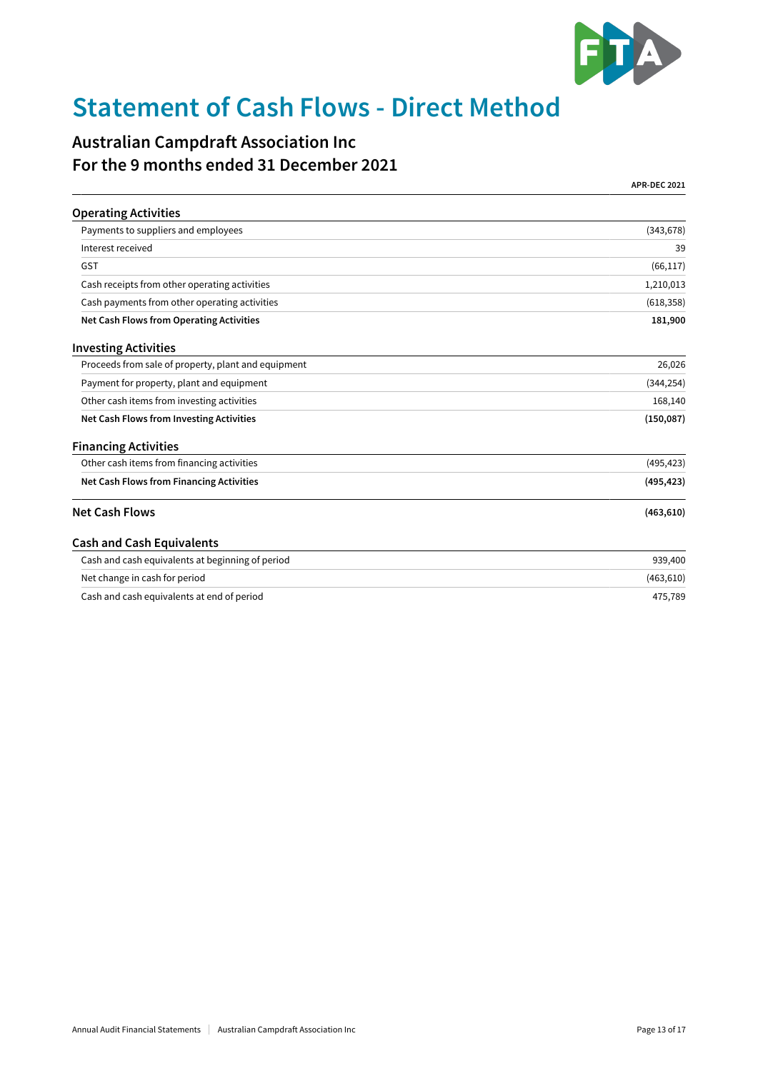# Statement of Cash Flows - Direct Method

## Australian Campdraft Association Inc
## For the 9 months ended 31 December 2021

| | APR-DEC 2021 |
|---|---|
| **Operating Activities** | |
| Payments to suppliers and employees | (343,678) |
| Interest received | 39 |
| GST | (66,117) |
| Cash receipts from other operating activities | 1,210,013 |
| Cash payments from other operating activities | (618,358) |
| **Net Cash Flows from Operating Activities** | **181,900** |
| **Investing Activities** | |
| Proceeds from sale of property, plant and equipment | 26,026 |
| Payment for property, plant and equipment | (344,254) |
| Other cash items from investing activities | 168,140 |
| **Net Cash Flows from Investing Activities** | **(150,087)** |
| **Financing Activities** | |
| Other cash items from financing activities | (495,423) |
| **Net Cash Flows from Financing Activities** | **(495,423)** |
| **Net Cash Flows** | **(463,610)** |
| **Cash and Cash Equivalents** | |
| Cash and cash equivalents at beginning of period | 939,400 |
| Net change in cash for period | (463,610) |
| Cash and cash equivalents at end of period | 475,789 |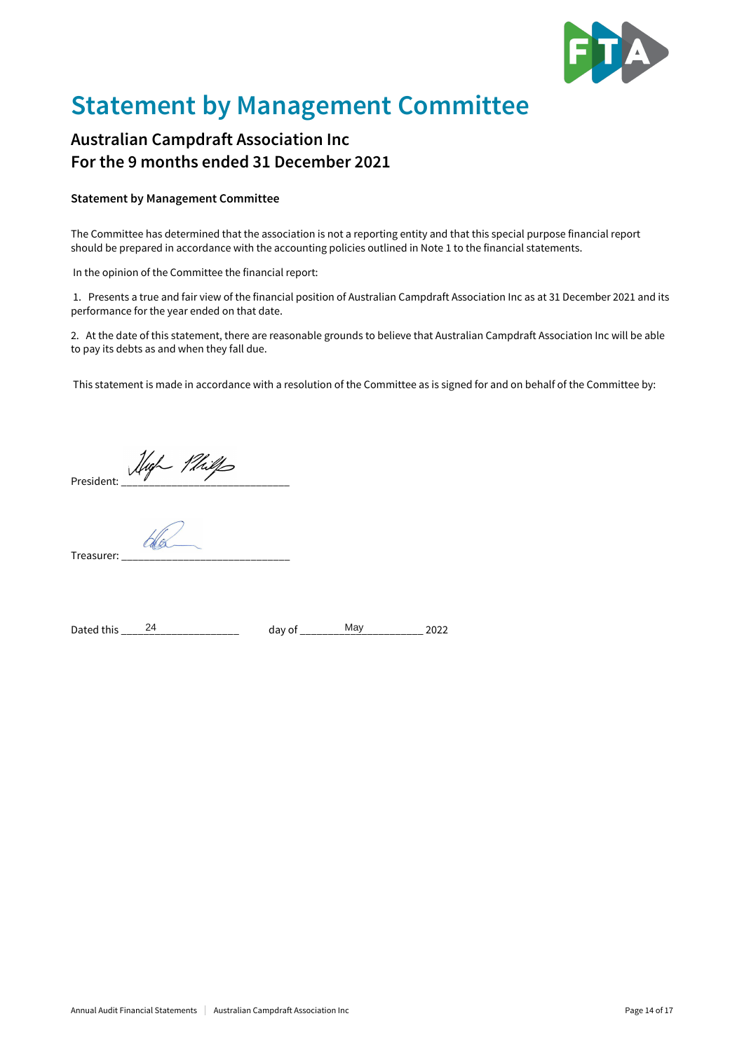# Statement by Management Committee

## Australian Campdraft Association Inc
## For the 9 months ended 31 December 2021

**Statement by Management Committee**

The Committee has determined that the association is not a reporting entity and that this special purpose financial report should be prepared in accordance with the accounting policies outlined in Note 1 to the financial statements.

In the opinion of the Committee the financial report:

1. Presents a true and fair view of the financial position of Australian Campdraft Association Inc as at 31 December 2021 and its performance for the year ended on that date.

2. At the date of this statement, there are reasonable grounds to believe that Australian Campdraft Association Inc will be able to pay its debts as and when they fall due.

This statement is made in accordance with a resolution of the Committee as is signed for and on behalf of the Committee by:

President: ______________________________

Treasurer: ______________________________

Dated this ____24____ day of ____May____ 2022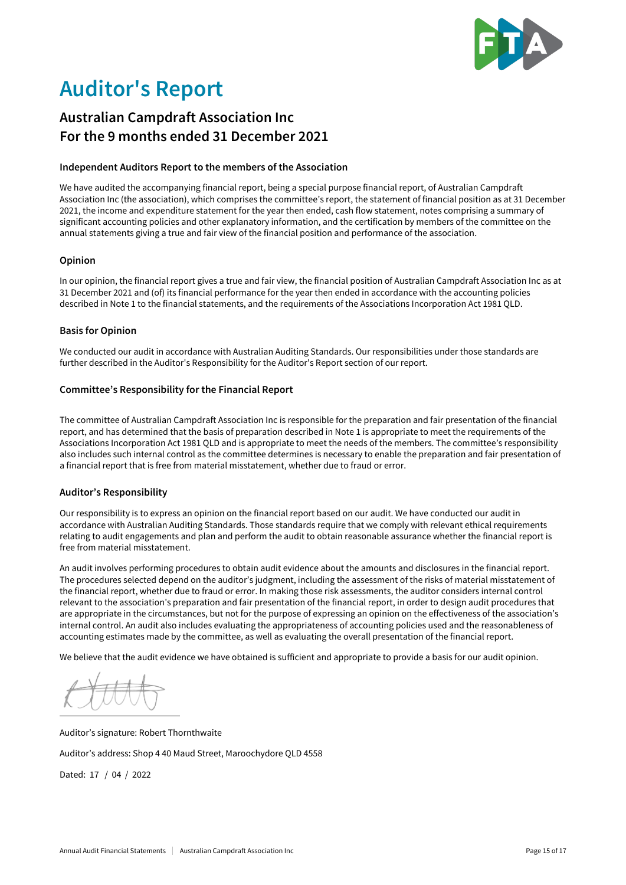# Auditor's Report

## Australian Campdraft Association Inc
## For the 9 months ended 31 December 2021

### Independent Auditors Report to the members of the Association

We have audited the accompanying financial report, being a special purpose financial report, of Australian Campdraft Association Inc (the association), which comprises the committee's report, the statement of financial position as at 31 December 2021, the income and expenditure statement for the year then ended, cash flow statement, notes comprising a summary of significant accounting policies and other explanatory information, and the certification by members of the committee on the annual statements giving a true and fair view of the financial position and performance of the association.

### Opinion

In our opinion, the financial report gives a true and fair view, the financial position of Australian Campdraft Association Inc as at 31 December 2021 and (of) its financial performance for the year then ended in accordance with the accounting policies described in Note 1 to the financial statements, and the requirements of the Associations Incorporation Act 1981 QLD.

### Basis for Opinion

We conducted our audit in accordance with Australian Auditing Standards. Our responsibilities under those standards are further described in the Auditor's Responsibility for the Auditor's Report section of our report.

### Committee's Responsibility for the Financial Report

The committee of Australian Campdraft Association Inc is responsible for the preparation and fair presentation of the financial report, and has determined that the basis of preparation described in Note 1 is appropriate to meet the requirements of the Associations Incorporation Act 1981 QLD and is appropriate to meet the needs of the members. The committee's responsibility also includes such internal control as the committee determines is necessary to enable the preparation and fair presentation of a financial report that is free from material misstatement, whether due to fraud or error.

### Auditor's Responsibility

Our responsibility is to express an opinion on the financial report based on our audit. We have conducted our audit in accordance with Australian Auditing Standards. Those standards require that we comply with relevant ethical requirements relating to audit engagements and plan and perform the audit to obtain reasonable assurance whether the financial report is free from material misstatement.

An audit involves performing procedures to obtain audit evidence about the amounts and disclosures in the financial report. The procedures selected depend on the auditor's judgment, including the assessment of the risks of material misstatement of the financial report, whether due to fraud or error. In making those risk assessments, the auditor considers internal control relevant to the association's preparation and fair presentation of the financial report, in order to design audit procedures that are appropriate in the circumstances, but not for the purpose of expressing an opinion on the effectiveness of the association's internal control. An audit also includes evaluating the appropriateness of accounting policies used and the reasonableness of accounting estimates made by the committee, as well as evaluating the overall presentation of the financial report.

We believe that the audit evidence we have obtained is sufficient and appropriate to provide a basis for our audit opinion.

Auditor's signature: Robert Thornthwaite

Auditor's address: Shop 4 40 Maud Street, Maroochydore QLD 4558

Dated: 17 / 04 / 2022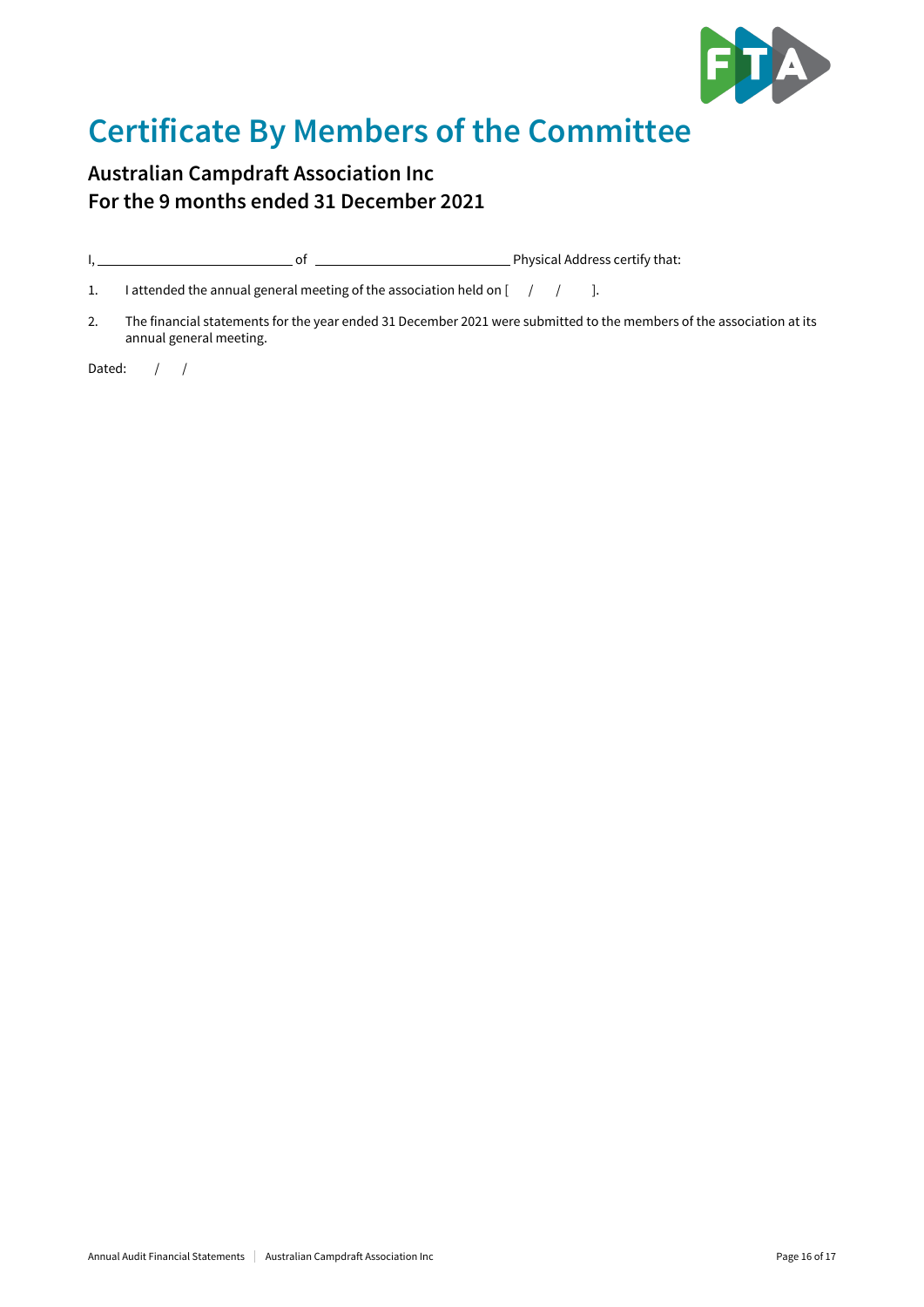# Certificate By Members of the Committee

## Australian Campdraft Association Inc
## For the 9 months ended 31 December 2021

I, \_\_\_\_\_\_\_\_\_\_\_\_\_\_\_\_\_\_\_\_\_\_\_\_\_\_\_\_ of \_\_\_\_\_\_\_\_\_\_\_\_\_\_\_\_\_\_\_\_\_\_\_\_\_\_\_\_ Physical Address certify that:

1. I attended the annual general meeting of the association held on [ / / ].
2. The financial statements for the year ended 31 December 2021 were submitted to the members of the association at its annual general meeting.

Dated: / /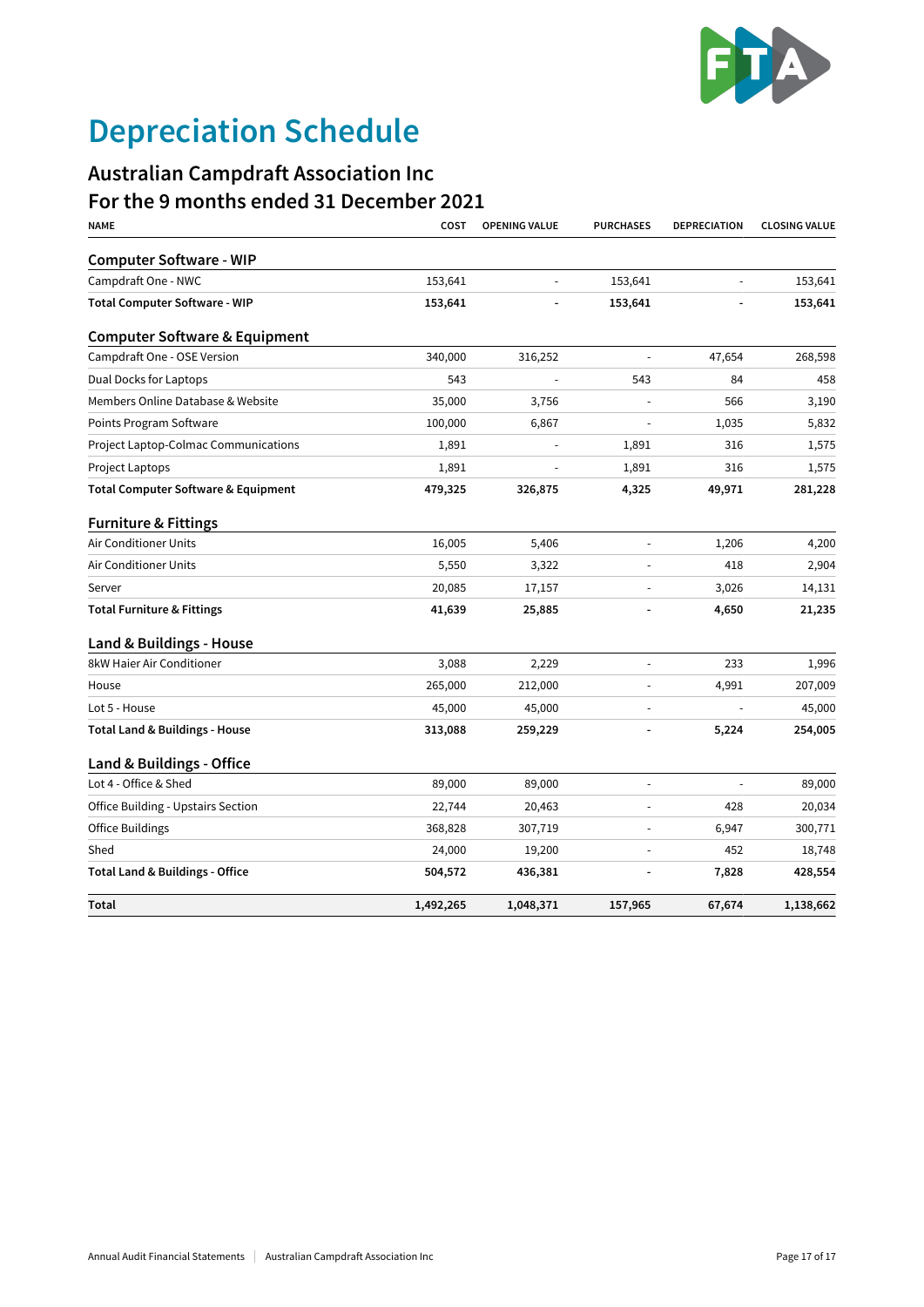# Depreciation Schedule

## Australian Campdraft Association Inc

## For the 9 months ended 31 December 2021

| NAME | COST | OPENING VALUE | PURCHASES | DEPRECIATION | CLOSING VALUE |
|---|---|---|---|---|---|
| **Computer Software - WIP** | | | | | |
| Campdraft One - NWC | 153,641 | - | 153,641 | - | 153,641 |
| **Total Computer Software - WIP** | **153,641** | **-** | **153,641** | **-** | **153,641** |
| **Computer Software & Equipment** | | | | | |
| Campdraft One - OSE Version | 340,000 | 316,252 | - | 47,654 | 268,598 |
| Dual Docks for Laptops | 543 | - | 543 | 84 | 458 |
| Members Online Database & Website | 35,000 | 3,756 | - | 566 | 3,190 |
| Points Program Software | 100,000 | 6,867 | - | 1,035 | 5,832 |
| Project Laptop-Colmac Communications | 1,891 | - | 1,891 | 316 | 1,575 |
| Project Laptops | 1,891 | - | 1,891 | 316 | 1,575 |
| **Total Computer Software & Equipment** | **479,325** | **326,875** | **4,325** | **49,971** | **281,228** |
| **Furniture & Fittings** | | | | | |
| Air Conditioner Units | 16,005 | 5,406 | - | 1,206 | 4,200 |
| Air Conditioner Units | 5,550 | 3,322 | - | 418 | 2,904 |
| Server | 20,085 | 17,157 | - | 3,026 | 14,131 |
| **Total Furniture & Fittings** | **41,639** | **25,885** | **-** | **4,650** | **21,235** |
| **Land & Buildings - House** | | | | | |
| 8kW Haier Air Conditioner | 3,088 | 2,229 | - | 233 | 1,996 |
| House | 265,000 | 212,000 | - | 4,991 | 207,009 |
| Lot 5 - House | 45,000 | 45,000 | - | - | 45,000 |
| **Total Land & Buildings - House** | **313,088** | **259,229** | **-** | **5,224** | **254,005** |
| **Land & Buildings - Office** | | | | | |
| Lot 4 - Office & Shed | 89,000 | 89,000 | - | - | 89,000 |
| Office Building - Upstairs Section | 22,744 | 20,463 | - | 428 | 20,034 |
| Office Buildings | 368,828 | 307,719 | - | 6,947 | 300,771 |
| Shed | 24,000 | 19,200 | - | 452 | 18,748 |
| **Total Land & Buildings - Office** | **504,572** | **436,381** | **-** | **7,828** | **428,554** |
| **Total** | **1,492,265** | **1,048,371** | **157,965** | **67,674** | **1,138,662** |